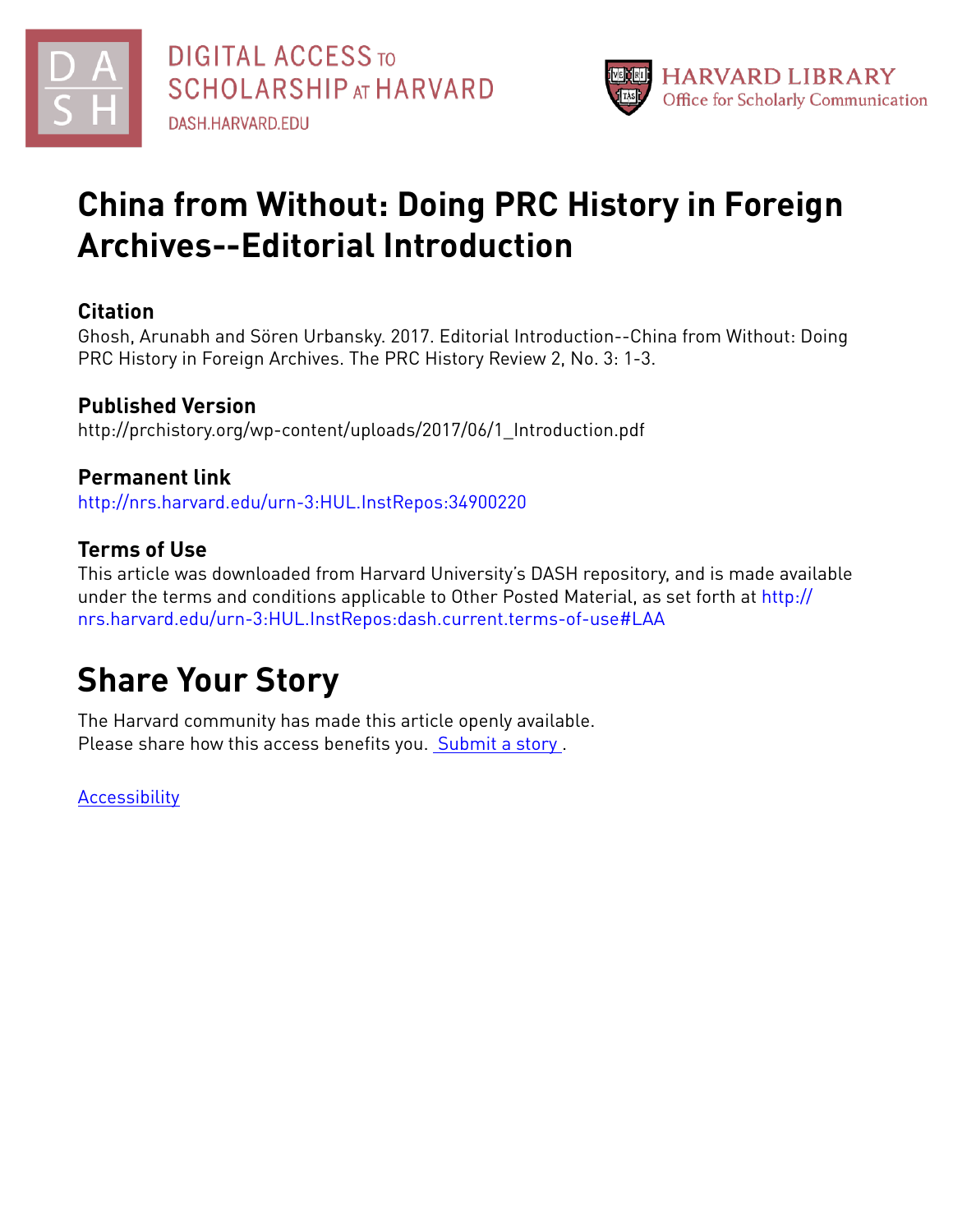DIGITAL ACCESS TO SCHOLARSHIP AT HARVARD
DASH.HARVARD.EDU

HARVARD LIBRARY
Office for Scholarly Communication

# China from Without: Doing PRC History in Foreign Archives--Editorial Introduction

## Citation

Ghosh, Arunabh and Sören Urbansky. 2017. Editorial Introduction--China from Without: Doing PRC History in Foreign Archives. The PRC History Review 2, No. 3: 1-3.

## Published Version

http://prchistory.org/wp-content/uploads/2017/06/1_Introduction.pdf

## Permanent link

http://nrs.harvard.edu/urn-3:HUL.InstRepos:34900220

## Terms of Use

This article was downloaded from Harvard University's DASH repository, and is made available under the terms and conditions applicable to Other Posted Material, as set forth at http://nrs.harvard.edu/urn-3:HUL.InstRepos:dash.current.terms-of-use#LAA

# Share Your Story

The Harvard community has made this article openly available.
Please share how this access benefits you. Submit a story .

Accessibility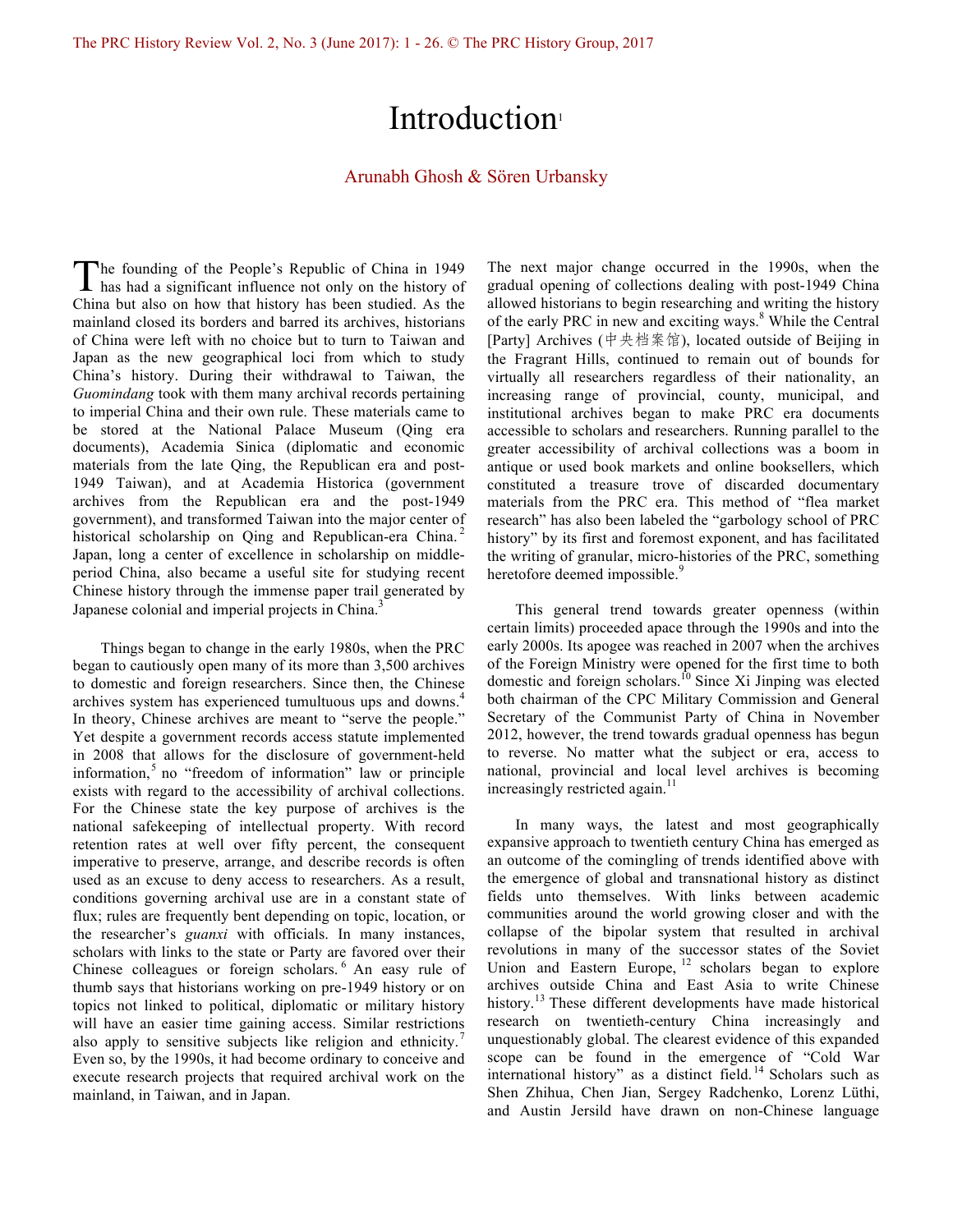# Introduction[1]

Arunabh Ghosh & Sören Urbansky

The founding of the People's Republic of China in 1949 has had a significant influence not only on the history of China but also on how that history has been studied. As the mainland closed its borders and barred its archives, historians of China were left with no choice but to turn to Taiwan and Japan as the new geographical loci from which to study China's history. During their withdrawal to Taiwan, the *Guomindang* took with them many archival records pertaining to imperial China and their own rule. These materials came to be stored at the National Palace Museum (Qing era documents), Academia Sinica (diplomatic and economic materials from the late Qing, the Republican era and post-1949 Taiwan), and at Academia Historica (government archives from the Republican era and the post-1949 government), and transformed Taiwan into the major center of historical scholarship on Qing and Republican-era China.[2] Japan, long a center of excellence in scholarship on middle-period China, also became a useful site for studying recent Chinese history through the immense paper trail generated by Japanese colonial and imperial projects in China.[3]

Things began to change in the early 1980s, when the PRC began to cautiously open many of its more than 3,500 archives to domestic and foreign researchers. Since then, the Chinese archives system has experienced tumultuous ups and downs.[4] In theory, Chinese archives are meant to "serve the people." Yet despite a government records access statute implemented in 2008 that allows for the disclosure of government-held information,[5] no "freedom of information" law or principle exists with regard to the accessibility of archival collections. For the Chinese state the key purpose of archives is the national safekeeping of intellectual property. With record retention rates at well over fifty percent, the consequent imperative to preserve, arrange, and describe records is often used as an excuse to deny access to researchers. As a result, conditions governing archival use are in a constant state of flux; rules are frequently bent depending on topic, location, or the researcher's *guanxi* with officials. In many instances, scholars with links to the state or Party are favored over their Chinese colleagues or foreign scholars.[6] An easy rule of thumb says that historians working on pre-1949 history or on topics not linked to political, diplomatic or military history will have an easier time gaining access. Similar restrictions also apply to sensitive subjects like religion and ethnicity.[7] Even so, by the 1990s, it had become ordinary to conceive and execute research projects that required archival work on the mainland, in Taiwan, and in Japan.

The next major change occurred in the 1990s, when the gradual opening of collections dealing with post-1949 China allowed historians to begin researching and writing the history of the early PRC in new and exciting ways.[8] While the Central [Party] Archives (中央档案馆), located outside of Beijing in the Fragrant Hills, continued to remain out of bounds for virtually all researchers regardless of their nationality, an increasing range of provincial, county, municipal, and institutional archives began to make PRC era documents accessible to scholars and researchers. Running parallel to the greater accessibility of archival collections was a boom in antique or used book markets and online booksellers, which constituted a treasure trove of discarded documentary materials from the PRC era. This method of "flea market research" has also been labeled the "garbology school of PRC history" by its first and foremost exponent, and has facilitated the writing of granular, micro-histories of the PRC, something heretofore deemed impossible.[9]

This general trend towards greater openness (within certain limits) proceeded apace through the 1990s and into the early 2000s. Its apogee was reached in 2007 when the archives of the Foreign Ministry were opened for the first time to both domestic and foreign scholars.[10] Since Xi Jinping was elected both chairman of the CPC Military Commission and General Secretary of the Communist Party of China in November 2012, however, the trend towards gradual openness has begun to reverse. No matter what the subject or era, access to national, provincial and local level archives is becoming increasingly restricted again.[11]

In many ways, the latest and most geographically expansive approach to twentieth century China has emerged as an outcome of the comingling of trends identified above with the emergence of global and transnational history as distinct fields unto themselves. With links between academic communities around the world growing closer and with the collapse of the bipolar system that resulted in archival revolutions in many of the successor states of the Soviet Union and Eastern Europe,[12] scholars began to explore archives outside China and East Asia to write Chinese history.[13] These different developments have made historical research on twentieth-century China increasingly and unquestionably global. The clearest evidence of this expanded scope can be found in the emergence of "Cold War international history" as a distinct field.[14] Scholars such as Shen Zhihua, Chen Jian, Sergey Radchenko, Lorenz Lüthi, and Austin Jersild have drawn on non-Chinese language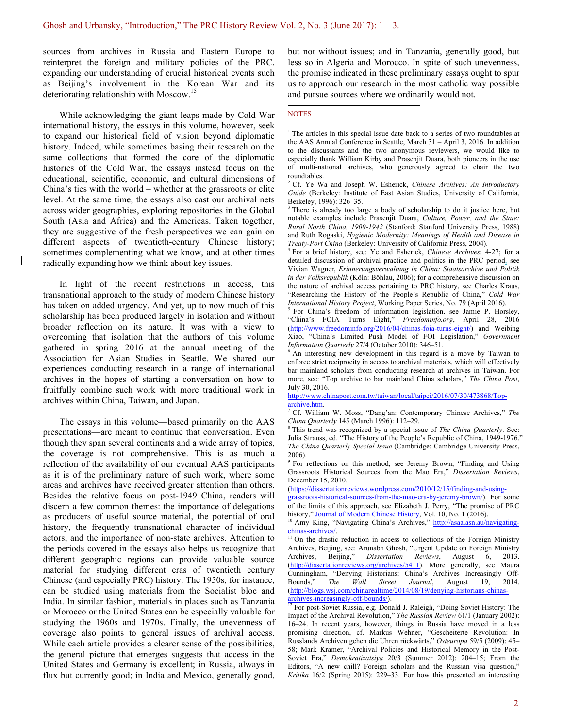sources from archives in Russia and Eastern Europe to reinterpret the foreign and military policies of the PRC, expanding our understanding of crucial historical events such as Beijing's involvement in the Korean War and its deteriorating relationship with Moscow.[15]

While acknowledging the giant leaps made by Cold War international history, the essays in this volume, however, seek to expand our historical field of vision beyond diplomatic history. Indeed, while sometimes basing their research on the same collections that formed the core of the diplomatic histories of the Cold War, the essays instead focus on the educational, scientific, economic, and cultural dimensions of China's ties with the world – whether at the grassroots or elite level. At the same time, the essays also cast our archival nets across wider geographies, exploring repositories in the Global South (Asia and Africa) and the Americas. Taken together, they are suggestive of the fresh perspectives we can gain on different aspects of twentieth-century Chinese history; sometimes complementing what we know, and at other times radically expanding how we think about key issues.

In light of the recent restrictions in access, this transnational approach to the study of modern Chinese history has taken on added urgency. And yet, up to now much of this scholarship has been produced largely in isolation and without broader reflection on its nature. It was with a view to overcoming that isolation that the authors of this volume gathered in spring 2016 at the annual meeting of the Association for Asian Studies in Seattle. We shared our experiences conducting research in a range of international archives in the hopes of starting a conversation on how to fruitfully combine such work with more traditional work in archives within China, Taiwan, and Japan.

The essays in this volume—based primarily on the AAS presentations—are meant to continue that conversation. Even though they span several continents and a wide array of topics, the coverage is not comprehensive. This is as much a reflection of the availability of our eventual AAS participants as it is of the preliminary nature of such work, where some areas and archives have received greater attention than others. Besides the relative focus on post-1949 China, readers will discern a few common themes: the importance of delegations as producers of useful source material, the potential of oral history, the frequently transnational character of individual actors, and the importance of non-state archives. Attention to the periods covered in the essays also helps us recognize that different geographic regions can provide valuable source material for studying different eras of twentieth century Chinese (and especially PRC) history. The 1950s, for instance, can be studied using materials from the Socialist bloc and India. In similar fashion, materials in places such as Tanzania or Morocco or the United States can be especially valuable for studying the 1960s and 1970s. Finally, the unevenness of coverage also points to general issues of archival access. While each article provides a clearer sense of the possibilities, the general picture that emerges suggests that access in the United States and Germany is excellent; in Russia, always in flux but currently good; in India and Mexico, generally good, but not without issues; and in Tanzania, generally good, but less so in Algeria and Morocco. In spite of such unevenness, the promise indicated in these preliminary essays ought to spur us to approach our research in the most catholic way possible and pursue sources where we ordinarily would not.

NOTES

[1] The articles in this special issue date back to a series of two roundtables at the AAS Annual Conference in Seattle, March 31 – April 3, 2016. In addition to the discussants and the two anonymous reviewers, we would like to especially thank William Kirby and Prasenjit Duara, both pioneers in the use of multi-national archives, who generously agreed to chair the two roundtables.

[2] Cf. Ye Wa and Joseph W. Esherick, *Chinese Archives: An Introductory Guide* (Berkeley: Institute of East Asian Studies, University of California, Berkeley, 1996): 326–35.

[3] There is already too large a body of scholarship to do it justice here, but notable examples include Prasenjit Duara, *Culture, Power, and the State: Rural North China, 1900-1942* (Stanford: Stanford University Press, 1988) and Ruth Rogaski, *Hygienic Modernity: Meanings of Health and Disease in Treaty-Port China* (Berkeley: University of California Press, 2004).

[4] For a brief history, see: Ye and Esherick, *Chinese Archives*: 4-27; for a detailed discussion of archival practice and politics in the PRC period, see Vivian Wagner, *Erinnerungsverwaltung in China: Staatsarchive und Politik in der Volksrepublik* (Köln: Böhlau, 2006); for a comprehensive discussion on the nature of archival access pertaining to PRC history, see Charles Kraus, "Researching the History of the People's Republic of China," *Cold War International History Project*, Working Paper Series, No. 79 (April 2016).

[5] For China's freedom of information legislation, see Jamie P. Horsley, "China's FOIA Turns Eight," *Freedominfo.org*, April 28, 2016 (http://www.freedominfo.org/2016/04/chinas-foia-turns-eight/) and Weibing Xiao, "China's Limited Push Model of FOI Legislation," *Government Information Quarterly* 27/4 (October 2010): 346–51.

[6] An interesting new development in this regard is a move by Taiwan to enforce strict reciprocity in access to archival materials, which will effectively bar mainland scholars from conducting research at archives in Taiwan. For more, see: "Top archive to bar mainland China scholars," *The China Post*, July 30, 2016. http://www.chinapost.com.tw/taiwan/local/taipei/2016/07/30/473868/Top-archive.htm.

[7] Cf. William W. Moss, "Dang'an: Contemporary Chinese Archives," *The China Quarterly* 145 (March 1996): 112–29.

[8] This trend was recognized by a special issue of *The China Quarterly*. See: Julia Strauss, ed. "The History of the People's Republic of China, 1949-1976." *The China Quarterly Special Issue* (Cambridge: Cambridge University Press, 2006).

[9] For reflections on this method, see Jeremy Brown, "Finding and Using Grassroots Historical Sources from the Mao Era," *Dissertation Reviews*, December 15, 2010. (https://dissertationreviews.wordpress.com/2010/12/15/finding-and-using-grassroots-historical-sources-from-the-mao-era-by-jeremy-brown/). For some of the limits of this approach, see Elizabeth J. Perry, "The promise of PRC history," Journal of Modern Chinese History, Vol. 10, No. 1 (2016).

[10] Amy King, "Navigating China's Archives," http://asaa.asn.au/navigating-chinas-archives/.

[11] On the drastic reduction in access to collections of the Foreign Ministry Archives, Beijing, see: Arunabh Ghosh, "Urgent Update on Foreign Ministry Archives, Beijing," *Dissertation Reviews*, August 6, 2013. (http://dissertationreviews.org/archives/5411). More generally, see Maura Cunningham, "Denying Historians: China's Archives Increasingly Off-Bounds," *The Wall Street Journal*, August 19, 2014. (http://blogs.wsj.com/chinarealtime/2014/08/19/denying-historians-chinas-archives-increasingly-off-bounds/).

[12] For post-Soviet Russia, e.g. Donald J. Raleigh, "Doing Soviet History: The Impact of the Archival Revolution," *The Russian Review* 61/1 (January 2002): 16–24. In recent years, however, things in Russia have moved in a less promising direction, cf. Markus Wehner, "Gescheiterte Revolution: In Russlands Archiven gehen die Uhren rückwärts," *Osteuropa* 59/5 (2009): 45–58; Mark Kramer, "Archival Policies and Historical Memory in the Post-Soviet Era," *Demokratizatsiya* 20/3 (Summer 2012): 204–15; From the Editors, "A new chill? Foreign scholars and the Russian visa question," *Kritika* 16/2 (Spring 2015): 229–33. For how this presented an interesting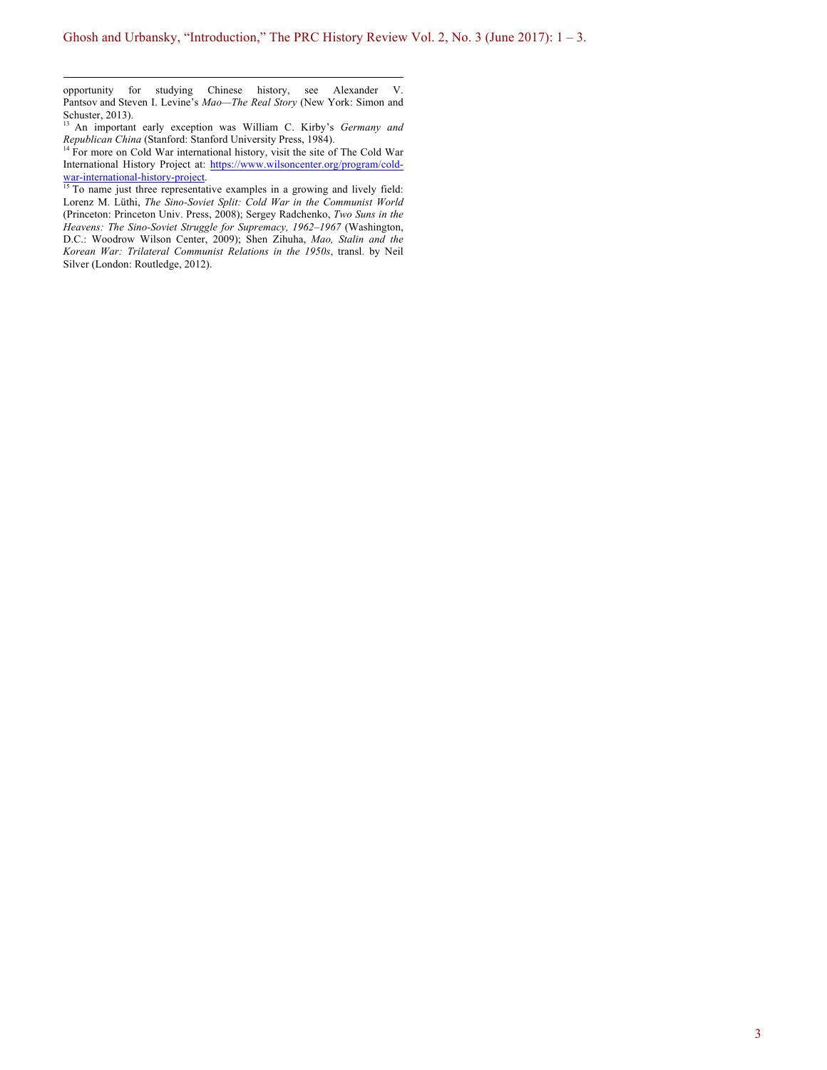opportunity for studying Chinese history, see Alexander V. Pantsov and Steven I. Levine's *Mao—The Real Story* (New York: Simon and Schuster, 2013).

[13] An important early exception was William C. Kirby's *Germany and Republican China* (Stanford: Stanford University Press, 1984).

[14] For more on Cold War international history, visit the site of The Cold War International History Project at: https://www.wilsoncenter.org/program/cold-war-international-history-project.

[15] To name just three representative examples in a growing and lively field: Lorenz M. Lüthi, *The Sino-Soviet Split: Cold War in the Communist World* (Princeton: Princeton Univ. Press, 2008); Sergey Radchenko, *Two Suns in the Heavens: The Sino-Soviet Struggle for Supremacy, 1962–1967* (Washington, D.C.: Woodrow Wilson Center, 2009); Shen Zihuha, *Mao, Stalin and the Korean War: Trilateral Communist Relations in the 1950s*, transl. by Neil Silver (London: Routledge, 2012).